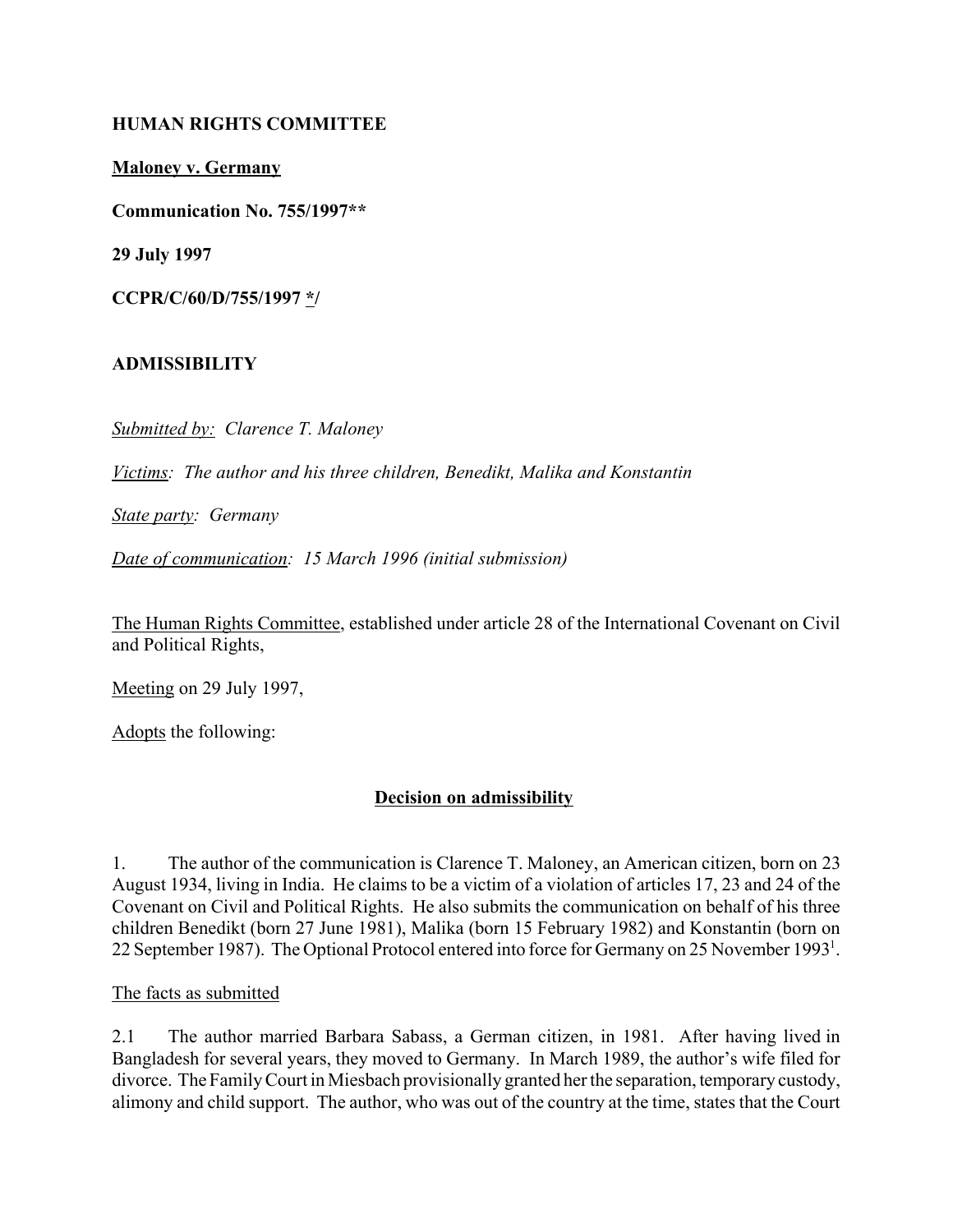**HUMAN RIGHTS COMMITTEE**

**Maloney v. Germany**

**Communication No. 755/1997****

**29 July 1997**

**CCPR/C/60/D/755/1997 */**

**ADMISSIBILITY**

*Submitted by: Clarence T. Maloney*

*Victims: The author and his three children, Benedikt, Malika and Konstantin*

*State party: Germany*

*Date of communication: 15 March 1996 (initial submission)*

The Human Rights Committee, established under article 28 of the International Covenant on Civil and Political Rights,

Meeting on 29 July 1997,

Adopts the following:

## Decision on admissibility

1. The author of the communication is Clarence T. Maloney, an American citizen, born on 23 August 1934, living in India. He claims to be a victim of a violation of articles 17, 23 and 24 of the Covenant on Civil and Political Rights. He also submits the communication on behalf of his three children Benedikt (born 27 June 1981), Malika (born 15 February 1982) and Konstantin (born on 22 September 1987). The Optional Protocol entered into force for Germany on 25 November 1993[1].

The facts as submitted

2.1 The author married Barbara Sabass, a German citizen, in 1981. After having lived in Bangladesh for several years, they moved to Germany. In March 1989, the author's wife filed for divorce. The Family Court in Miesbach provisionally granted her the separation, temporary custody, alimony and child support. The author, who was out of the country at the time, states that the Court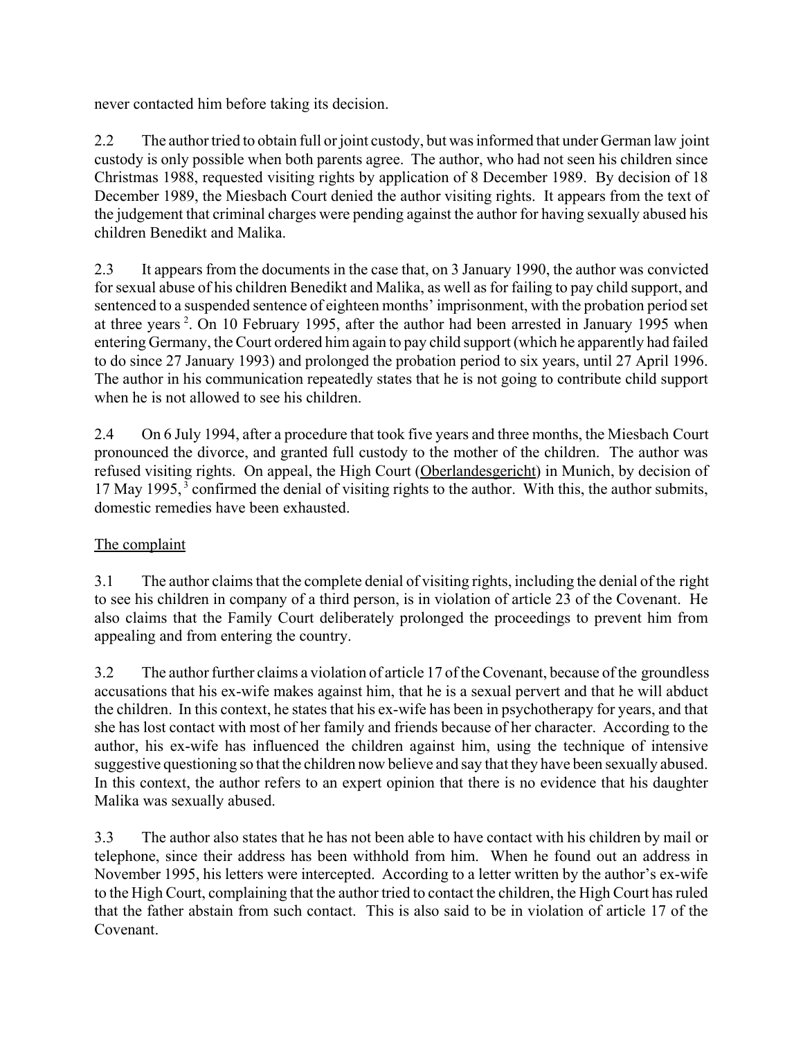never contacted him before taking its decision.

2.2 The author tried to obtain full or joint custody, but was informed that under German law joint custody is only possible when both parents agree. The author, who had not seen his children since Christmas 1988, requested visiting rights by application of 8 December 1989. By decision of 18 December 1989, the Miesbach Court denied the author visiting rights. It appears from the text of the judgement that criminal charges were pending against the author for having sexually abused his children Benedikt and Malika.

2.3 It appears from the documents in the case that, on 3 January 1990, the author was convicted for sexual abuse of his children Benedikt and Malika, as well as for failing to pay child support, and sentenced to a suspended sentence of eighteen months' imprisonment, with the probation period set at three years [2]. On 10 February 1995, after the author had been arrested in January 1995 when entering Germany, the Court ordered him again to pay child support (which he apparently had failed to do since 27 January 1993) and prolonged the probation period to six years, until 27 April 1996. The author in his communication repeatedly states that he is not going to contribute child support when he is not allowed to see his children.

2.4 On 6 July 1994, after a procedure that took five years and three months, the Miesbach Court pronounced the divorce, and granted full custody to the mother of the children. The author was refused visiting rights. On appeal, the High Court (Oberlandesgericht) in Munich, by decision of 17 May 1995, [3] confirmed the denial of visiting rights to the author. With this, the author submits, domestic remedies have been exhausted.

## The complaint

3.1 The author claims that the complete denial of visiting rights, including the denial of the right to see his children in company of a third person, is in violation of article 23 of the Covenant. He also claims that the Family Court deliberately prolonged the proceedings to prevent him from appealing and from entering the country.

3.2 The author further claims a violation of article 17 of the Covenant, because of the groundless accusations that his ex-wife makes against him, that he is a sexual pervert and that he will abduct the children. In this context, he states that his ex-wife has been in psychotherapy for years, and that she has lost contact with most of her family and friends because of her character. According to the author, his ex-wife has influenced the children against him, using the technique of intensive suggestive questioning so that the children now believe and say that they have been sexually abused. In this context, the author refers to an expert opinion that there is no evidence that his daughter Malika was sexually abused.

3.3 The author also states that he has not been able to have contact with his children by mail or telephone, since their address has been withhold from him. When he found out an address in November 1995, his letters were intercepted. According to a letter written by the author's ex-wife to the High Court, complaining that the author tried to contact the children, the High Court has ruled that the father abstain from such contact. This is also said to be in violation of article 17 of the Covenant.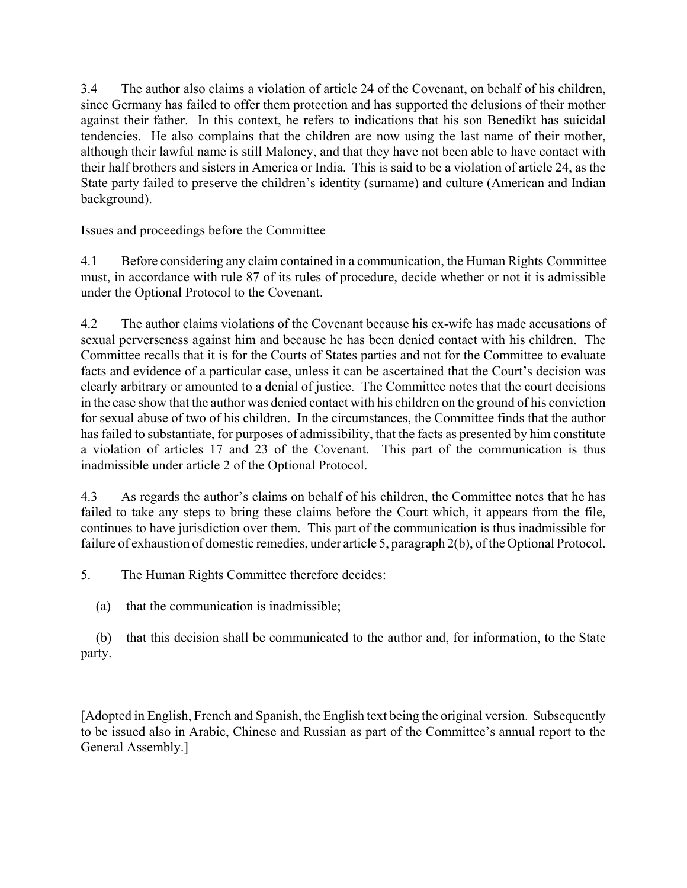3.4 The author also claims a violation of article 24 of the Covenant, on behalf of his children, since Germany has failed to offer them protection and has supported the delusions of their mother against their father. In this context, he refers to indications that his son Benedikt has suicidal tendencies. He also complains that the children are now using the last name of their mother, although their lawful name is still Maloney, and that they have not been able to have contact with their half brothers and sisters in America or India. This is said to be a violation of article 24, as the State party failed to preserve the children's identity (surname) and culture (American and Indian background).

Issues and proceedings before the Committee

4.1 Before considering any claim contained in a communication, the Human Rights Committee must, in accordance with rule 87 of its rules of procedure, decide whether or not it is admissible under the Optional Protocol to the Covenant.

4.2 The author claims violations of the Covenant because his ex-wife has made accusations of sexual perverseness against him and because he has been denied contact with his children. The Committee recalls that it is for the Courts of States parties and not for the Committee to evaluate facts and evidence of a particular case, unless it can be ascertained that the Court's decision was clearly arbitrary or amounted to a denial of justice. The Committee notes that the court decisions in the case show that the author was denied contact with his children on the ground of his conviction for sexual abuse of two of his children. In the circumstances, the Committee finds that the author has failed to substantiate, for purposes of admissibility, that the facts as presented by him constitute a violation of articles 17 and 23 of the Covenant. This part of the communication is thus inadmissible under article 2 of the Optional Protocol.

4.3 As regards the author's claims on behalf of his children, the Committee notes that he has failed to take any steps to bring these claims before the Court which, it appears from the file, continues to have jurisdiction over them. This part of the communication is thus inadmissible for failure of exhaustion of domestic remedies, under article 5, paragraph 2(b), of the Optional Protocol.

5. The Human Rights Committee therefore decides:

(a) that the communication is inadmissible;

(b) that this decision shall be communicated to the author and, for information, to the State party.

[Adopted in English, French and Spanish, the English text being the original version. Subsequently to be issued also in Arabic, Chinese and Russian as part of the Committee's annual report to the General Assembly.]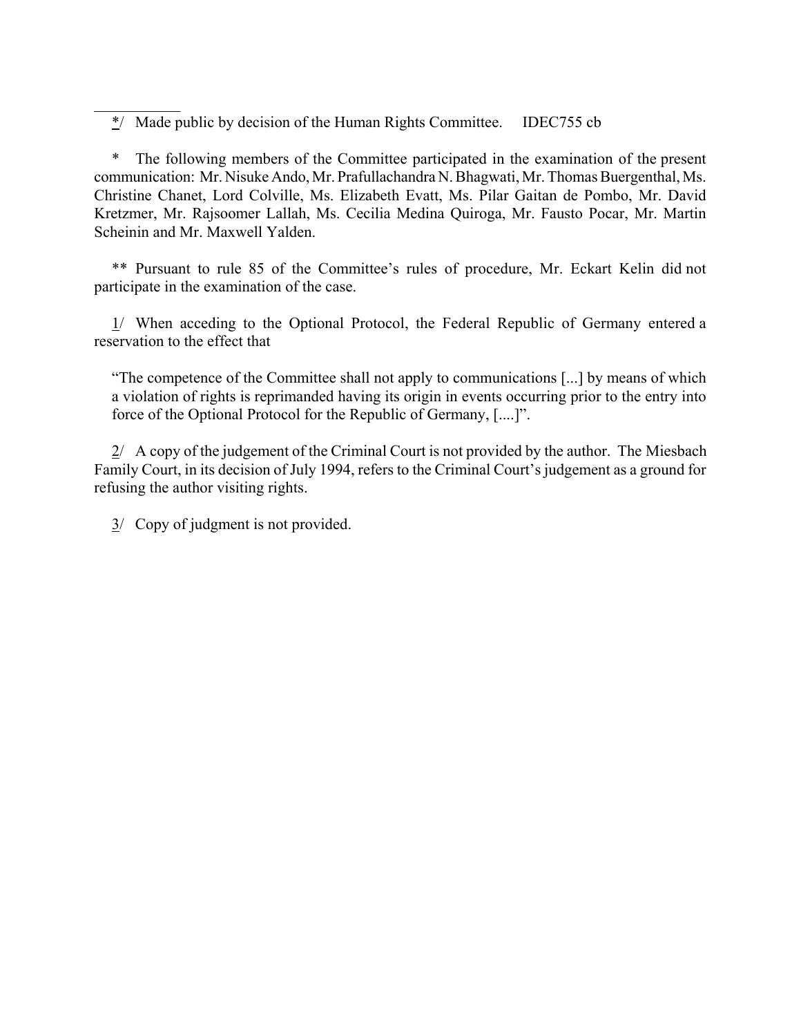---

*/ Made public by decision of the Human Rights Committee. IDEC755 cb

\* The following members of the Committee participated in the examination of the present communication: Mr. Nisuke Ando, Mr. Prafullachandra N. Bhagwati, Mr. Thomas Buergenthal, Ms. Christine Chanet, Lord Colville, Ms. Elizabeth Evatt, Ms. Pilar Gaitan de Pombo, Mr. David Kretzmer, Mr. Rajsoomer Lallah, Ms. Cecilia Medina Quiroga, Mr. Fausto Pocar, Mr. Martin Scheinin and Mr. Maxwell Yalden.

** Pursuant to rule 85 of the Committee's rules of procedure, Mr. Eckart Kelin did not participate in the examination of the case.

1/ When acceding to the Optional Protocol, the Federal Republic of Germany entered a reservation to the effect that

> "The competence of the Committee shall not apply to communications [...] by means of which a violation of rights is reprimanded having its origin in events occurring prior to the entry into force of the Optional Protocol for the Republic of Germany, [....]".

2/ A copy of the judgement of the Criminal Court is not provided by the author. The Miesbach Family Court, in its decision of July 1994, refers to the Criminal Court's judgement as a ground for refusing the author visiting rights.

3/ Copy of judgment is not provided.